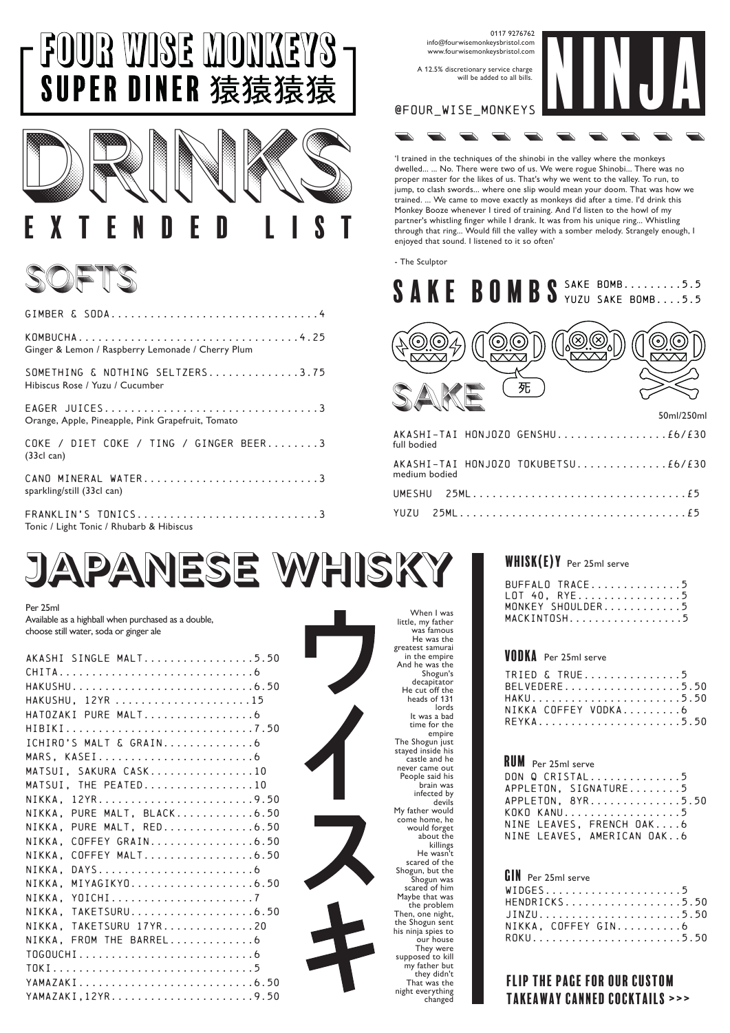# FOUR WISE MONKEYS SUPER DINER 猿猿猿猿

0117 9276762
info@fourwisemonkeysbristol.com
www.fourwisemonkeysbristol.com

A 12.5% discretionary service charge will be added to all bills.

@FOUR_WISE_MONKEYS

# DRINKS

## EXTENDED LIST

## SOFTS

GIMBER & SODA................................4

KOMBUCHA..................................4.25
Ginger & Lemon / Raspberry Lemonade / Cherry Plum

SOMETHING & NOTHING SELTZERS..............3.75
Hibiscus Rose / Yuzu / Cucumber

EAGER JUICES................................3
Orange, Apple, Pineapple, Pink Grapefruit, Tomato

COKE / DIET COKE / TING / GINGER BEER........3
(33cl can)

CANO MINERAL WATER...........................3
sparkling/still (33cl can)

FRANKLIN'S TONICS............................3
Tonic / Light Tonic / Rhubarb & Hibiscus

## NINJA

'I trained in the techniques of the shinobi in the valley where the monkeys dwelled... ... No. There were two of us. We were rogue Shinobi... There was no proper master for the likes of us. That's why we went to the valley. To run, to jump, to clash swords... where one slip would mean your doom. That was how we trained. ... We came to move exactly as monkeys did after a time. I'd drink this Monkey Booze whenever I tired of training. And I'd listen to the howl of my partner's whistling finger while I drank. It was from his unique ring... Whistling through that ring... Would fill the valley with a somber melody. Strangely enough, I enjoyed that sound. I listened to it so often'

- The Sculptor

## SAKE BOMBS

SAKE BOMB.........5.5
YUZU SAKE BOMB....5.5

## SAKE

死

50ml/250ml

AKASHI-TAI HONJOZO GENSHU.................£6/£30
full bodied

AKASHI-TAI HONJOZO TOKUBETSU..............£6/£30
medium bodied

UMESHU 25ML.................................£5

YUZU 25ML...................................£5

## JAPANESE WHISKY

Per 25ml
Available as a highball when purchased as a double, choose still water, soda or ginger ale

AKASHI SINGLE MALT.................5.50
CHITA..............................6
HAKUSHU............................6.50
HAKUSHU, 12YR .....................15
HATOZAKI PURE MALT.................6
HIBIKI.............................7.50
ICHIRO'S MALT & GRAIN..............6
MARS, KASEI........................6
MATSUI, SAKURA CASK................10
MATSUI, THE PEATED.................10
NIKKA, 12YR........................9.50
NIKKA, PURE MALT, BLACK............6.50
NIKKA, PURE MALT, RED..............6.50
NIKKA, COFFEY GRAIN................6.50
NIKKA, COFFEY MALT.................6.50
NIKKA, DAYS........................6
NIKKA, MIYAGIKYO...................6.50
NIKKA, YOICHI......................7
NIKKA, TAKETSURU...................6.50
NIKKA, TAKETSURU 17YR..............20
NIKKA, FROM THE BARREL.............6
TOGOUCHI...........................6
TOKI...............................5
YAMAZAKI...........................6.50
YAMAZAKI,12YR......................9.50

ウイスキ

When I was little, my father was famous He was the greatest samurai in the empire And he was the Shogun's decapitator He cut off the heads of 131 lords It was a bad time for the empire The Shogun just stayed inside his castle and he never came out People said his brain was infected by devils My father would come home, he would forget about the killings He wasn't scared of the Shogun, but the Shogun was scared of him Maybe that was the problem Then, one night, the Shogun sent his ninja spies to our house They were supposed to kill my father but they didn't That was the night everything changed

## WHISK(E)Y Per 25ml serve

BUFFALO TRACE.............5
LOT 40, RYE...............5
MONKEY SHOULDER...........5
MACKINTOSH................5

## VODKA Per 25ml serve

TRIED & TRUE..............5
BELVEDERE.................5.50
HAKU......................5.50
NIKKA COFFEY VODKA........6
REYKA.....................5.50

## RUM Per 25ml serve

DON Q CRISTAL.............5
APPLETON, SIGNATURE.......5
APPLETON, 8YR.............5.50
KOKO KANU.................5
NINE LEAVES, FRENCH OAK....6
NINE LEAVES, AMERICAN OAK..6

## GIN Per 25ml serve

WIDGES....................5
HENDRICKS.................5.50
JINZU.....................5.50
NIKKA, COFFEY GIN.........6
ROKU......................5.50

**FLIP THE PAGE FOR OUR CUSTOM TAKEAWAY CANNED COCKTAILS >>>**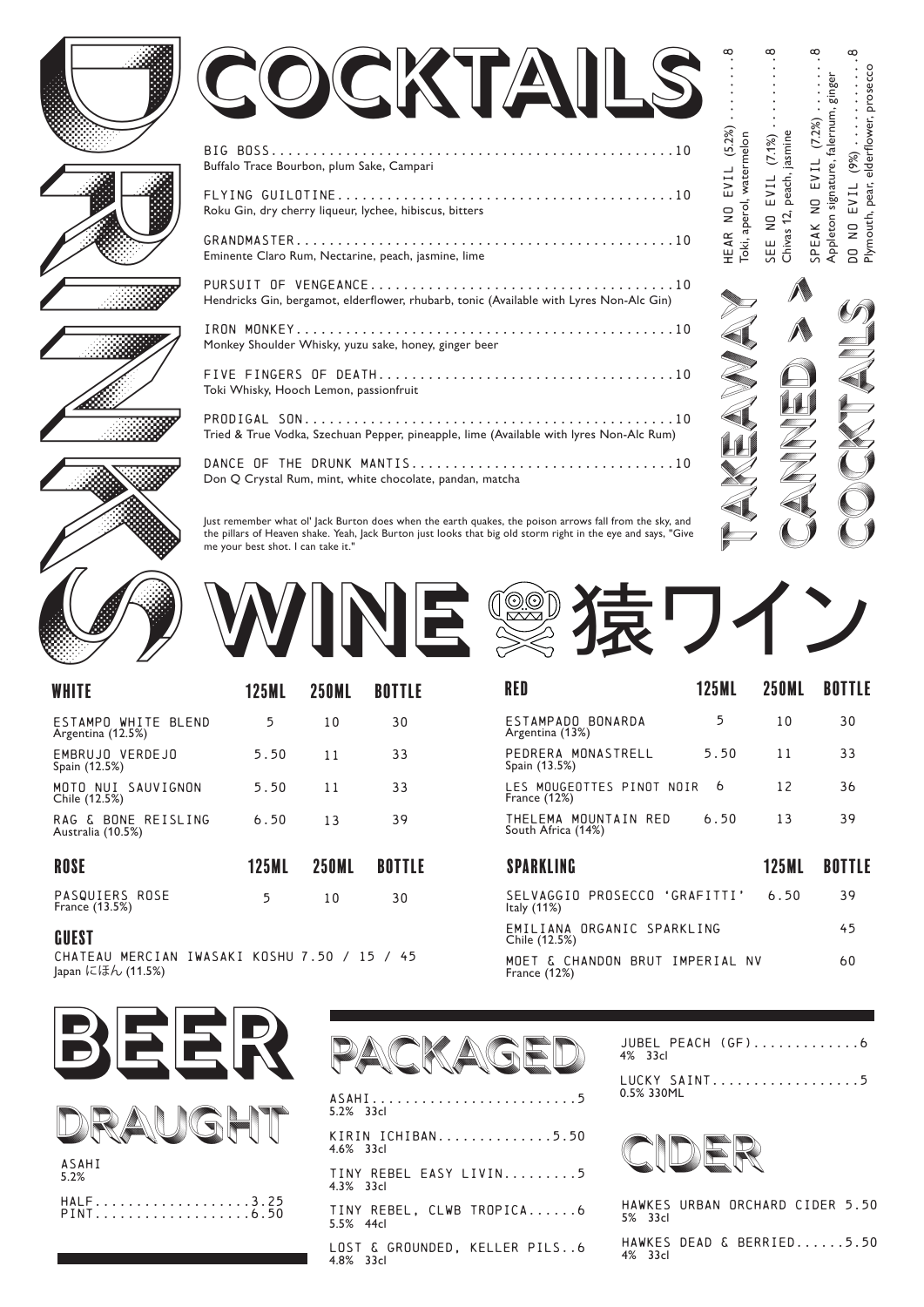# DRINKS

## COCKTAILS

BIG BOSS.......10
Buffalo Trace Bourbon, plum Sake, Campari

FLYING GUILOTINE.......10
Roku Gin, dry cherry liqueur, lychee, hibiscus, bitters

GRANDMASTER.......10
Eminente Claro Rum, Nectarine, peach, jasmine, lime

PURSUIT OF VENGEANCE.......10
Hendricks Gin, bergamot, elderflower, rhubarb, tonic (Available with Lyres Non-Alc Gin)

IRON MONKEY.......10
Monkey Shoulder Whisky, yuzu sake, honey, ginger beer

FIVE FINGERS OF DEATH.......10
Toki Whisky, Hooch Lemon, passionfruit

PRODIGAL SON.......10
Tried & True Vodka, Szechuan Pepper, pineapple, lime (Available with lyres Non-Alc Rum)

DANCE OF THE DRUNK MANTIS.......10
Don Q Crystal Rum, mint, white chocolate, pandan, matcha

Just remember what ol' Jack Burton does when the earth quakes, the poison arrows fall from the sky, and the pillars of Heaven shake. Yeah, Jack Burton just looks that big old storm right in the eye and says, "Give me your best shot. I can take it."

## TAKEAWAY > CANNED > COCKTAILS

HEAR NO EVIL (5.2%).......8
Toki, aperol, watermelon

SEE NO EVIL (7.1%).......8
Chivas 12, peach, jasmine

SPEAK NO EVIL (7.2%).......8
Appleton signature, falernum, ginger

DO NO EVIL (9%).......8
Plymouth, pear, elderflower, prosecco

## WINE 猿ワイン

| WHITE | 125ML | 250ML | BOTTLE |
|---|---|---|---|
| ESTAMPO WHITE BLEND<br>Argentina (12.5%) | 5 | 10 | 30 |
| EMBRUJO VERDEJO<br>Spain (12.5%) | 5.50 | 11 | 33 |
| MOTO NUI SAUVIGNON<br>Chile (12.5%) | 5.50 | 11 | 33 |
| RAG & BONE REISLING<br>Australia (10.5%) | 6.50 | 13 | 39 |

| ROSE | 125ML | 250ML | BOTTLE |
|---|---|---|---|
| PASQUIERS ROSE<br>France (13.5%) | 5 | 10 | 30 |

**GUEST**

CHATEAU MERCIAN IWASAKI KOSHU 7.50 / 15 / 45
Japan にほん (11.5%)

| RED | 125ML | 250ML | BOTTLE |
|---|---|---|---|
| ESTAMPADO BONARDA<br>Argentina (13%) | 5 | 10 | 30 |
| PEDRERA MONASTRELL<br>Spain (13.5%) | 5.50 | 11 | 33 |
| LES MOUGEOTTES PINOT NOIR<br>France (12%) | 6 | 12 | 36 |
| THELEMA MOUNTAIN RED<br>South Africa (14%) | 6.50 | 13 | 39 |

| SPARKLING | 125ML | BOTTLE |
|---|---|---|
| SELVAGGIO PROSECCO 'GRAFITTI'<br>Italy (11%) | 6.50 | 39 |
| EMILIANA ORGANIC SPARKLING<br>Chile (12.5%) | | 45 |
| MOET & CHANDON BRUT IMPERIAL NV<br>France (12%) | | 60 |

## BEER

### DRAUGHT

ASAHI
5.2%

HALF.......3.25
PINT.......6.50

### PACKAGED

ASAHI.......5
5.2% 33cl

KIRIN ICHIBAN.......5.50
4.6% 33cl

TINY REBEL EASY LIVIN.......5
4.3% 33cl

TINY REBEL, CLWB TROPICA.......6
5.5% 44cl

LOST & GROUNDED, KELLER PILS..6
4.8% 33cl

JUBEL PEACH (GF).......6
4% 33cl

LUCKY SAINT.......5
0.5% 330ML

### CIDER

HAWKES URBAN ORCHARD CIDER 5.50
5% 33cl

HAWKES DEAD & BERRIED.......5.50
4% 33cl